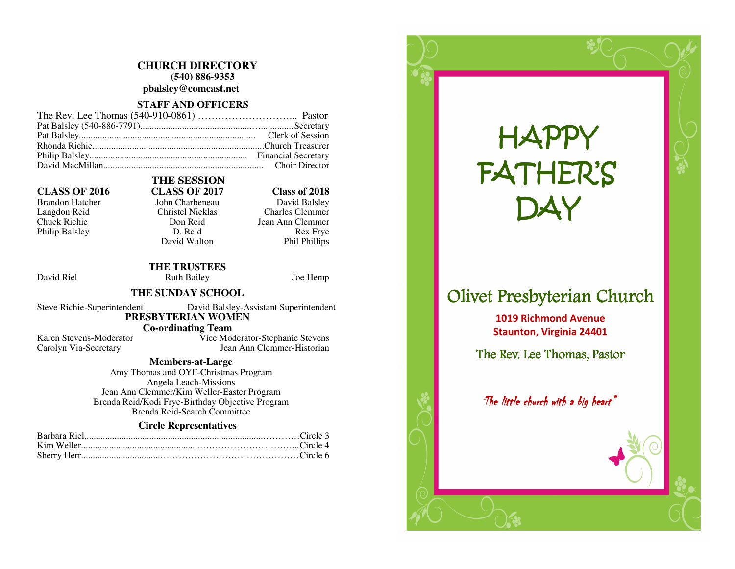# CHURCH DIRECTORY

**(540) 886-9353**

**pbalsley@comcast.net**

## STAFF AND OFFICERS

The Rev. Lee Thomas (540-910-0861) ………………………... Pastor
Pat Balsley (540-886-7791)……………………………………Secretary
Pat Balsley……………………………………………… Clerk of Session
Rhonda Richie……………………………………………Church Treasurer
Philip Balsley…………………………………………… Financial Secretary
David MacMillan………………………………………… Choir Director

## THE SESSION

| CLASS OF 2016 | CLASS OF 2017 | Class of 2018 |
|---|---|---|
| Brandon Hatcher | John Charbeneau | David Balsley |
| Langdon Reid | Christel Nicklas | Charles Clemmer |
| Chuck Richie | Don Reid | Jean Ann Clemmer |
| Philip Balsley | D. Reid | Rex Frye |
| | David Walton | Phil Phillips |

## THE TRUSTEES

David Riel    Ruth Bailey    Joe Hemp

## THE SUNDAY SCHOOL

Steve Richie-Superintendent    David Balsley-Assistant Superintendent

## PRESBYTERIAN WOMEN

### Co-ordinating Team

Karen Stevens-Moderator    Vice Moderator-Stephanie Stevens
Carolyn Via-Secretary    Jean Ann Clemmer-Historian

### Members-at-Large

Amy Thomas and OYF-Christmas Program
Angela Leach-Missions
Jean Ann Clemmer/Kim Weller-Easter Program
Brenda Reid/Kodi Frye-Birthday Objective Program
Brenda Reid-Search Committee

### Circle Representatives

Barbara Riel……………………………………………Circle 3
Kim Weller……………………………………………Circle 4
Sherry Herr……………………………………………Circle 6

# HAPPY FATHER'S DAY

## Olivet Presbyterian Church

**1019 Richmond Avenue**
**Staunton, Virginia 24401**

The Rev. Lee Thomas, Pastor

*"The little church with a big heart"*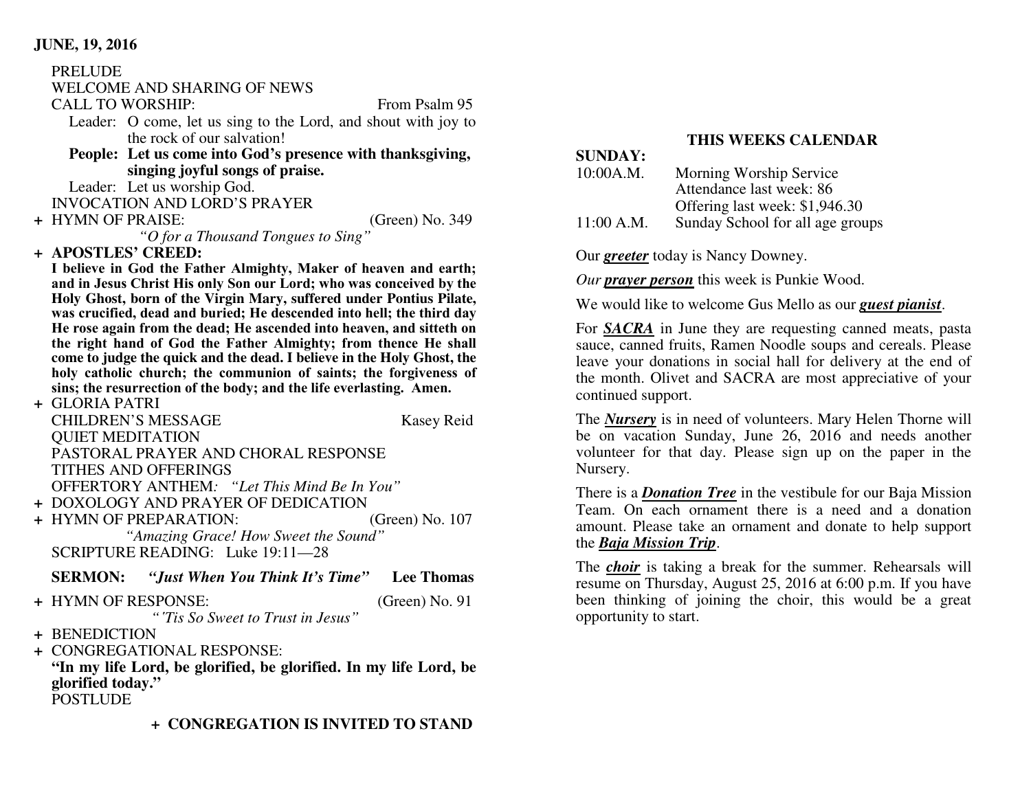**JUNE, 19, 2016**

PRELUDE

WELCOME AND SHARING OF NEWS

CALL TO WORSHIP: From Psalm 95

Leader: O come, let us sing to the Lord, and shout with joy to the rock of our salvation!

**People: Let us come into God's presence with thanksgiving, singing joyful songs of praise.**

Leader: Let us worship God.

INVOCATION AND LORD'S PRAYER

\+ HYMN OF PRAISE: (Green) No. 349

*"O for a Thousand Tongues to Sing"*

\+ **APOSTLES' CREED:**

**I believe in God the Father Almighty, Maker of heaven and earth; and in Jesus Christ His only Son our Lord; who was conceived by the Holy Ghost, born of the Virgin Mary, suffered under Pontius Pilate, was crucified, dead and buried; He descended into hell; the third day He rose again from the dead; He ascended into heaven, and sitteth on the right hand of God the Father Almighty; from thence He shall come to judge the quick and the dead. I believe in the Holy Ghost, the holy catholic church; the communion of saints; the forgiveness of sins; the resurrection of the body; and the life everlasting. Amen.**

\+ GLORIA PATRI

CHILDREN'S MESSAGE Kasey Reid

QUIET MEDITATION

PASTORAL PRAYER AND CHORAL RESPONSE

TITHES AND OFFERINGS

OFFERTORY ANTHEM*: "Let This Mind Be In You"*

\+ DOXOLOGY AND PRAYER OF DEDICATION

\+ HYMN OF PREPARATION: (Green) No. 107

*"Amazing Grace! How Sweet the Sound"*

SCRIPTURE READING: Luke 19:11—28

**SERMON: *"Just When You Think It's Time"* Lee Thomas**

\+ HYMN OF RESPONSE: (Green) No. 91

*"'Tis So Sweet to Trust in Jesus"*

\+ BENEDICTION

\+ CONGREGATIONAL RESPONSE:

**"In my life Lord, be glorified, be glorified. In my life Lord, be glorified today."**

POSTLUDE

**+ CONGREGATION IS INVITED TO STAND**

## THIS WEEKS CALENDAR

**SUNDAY:**

| | |
|---|---|
| 10:00A.M. | Morning Worship Service |
| | Attendance last week: 86 |
| | Offering last week: $1,946.30 |
| 11:00 A.M. | Sunday School for all age groups |

Our ***greeter*** today is Nancy Downey.

*Our* ***prayer person*** this week is Punkie Wood.

We would like to welcome Gus Mello as our ***guest pianist***.

For ***SACRA*** in June they are requesting canned meats, pasta sauce, canned fruits, Ramen Noodle soups and cereals. Please leave your donations in social hall for delivery at the end of the month. Olivet and SACRA are most appreciative of your continued support.

The ***Nursery*** is in need of volunteers. Mary Helen Thorne will be on vacation Sunday, June 26, 2016 and needs another volunteer for that day. Please sign up on the paper in the Nursery.

There is a ***Donation Tree*** in the vestibule for our Baja Mission Team. On each ornament there is a need and a donation amount. Please take an ornament and donate to help support the ***Baja Mission Trip***.

The ***choir*** is taking a break for the summer. Rehearsals will resume on Thursday, August 25, 2016 at 6:00 p.m. If you have been thinking of joining the choir, this would be a great opportunity to start.